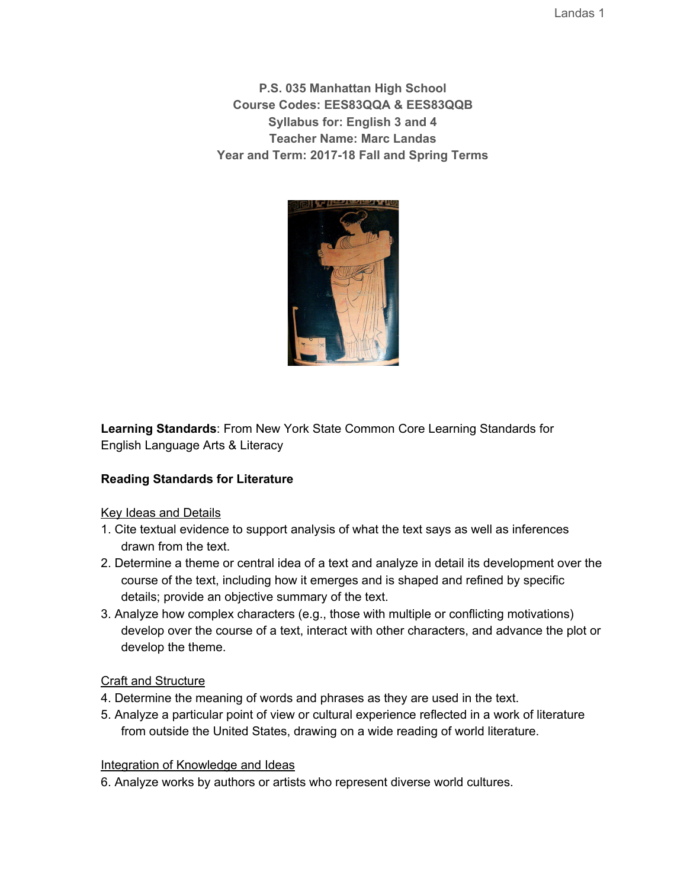**P.S. 035 Manhattan High School**
**Course Codes: EES83QQA & EES83QQB**
**Syllabus for: English 3 and 4**
**Teacher Name: Marc Landas**
**Year and Term: 2017-18 Fall and Spring Terms**

**Learning Standards**: From New York State Common Core Learning Standards for English Language Arts & Literacy

**Reading Standards for Literature**

Key Ideas and Details

1. Cite textual evidence to support analysis of what the text says as well as inferences drawn from the text.
2. Determine a theme or central idea of a text and analyze in detail its development over the course of the text, including how it emerges and is shaped and refined by specific details; provide an objective summary of the text.
3. Analyze how complex characters (e.g., those with multiple or conflicting motivations) develop over the course of a text, interact with other characters, and advance the plot or develop the theme.

Craft and Structure

4. Determine the meaning of words and phrases as they are used in the text.
5. Analyze a particular point of view or cultural experience reflected in a work of literature from outside the United States, drawing on a wide reading of world literature.

Integration of Knowledge and Ideas

6. Analyze works by authors or artists who represent diverse world cultures.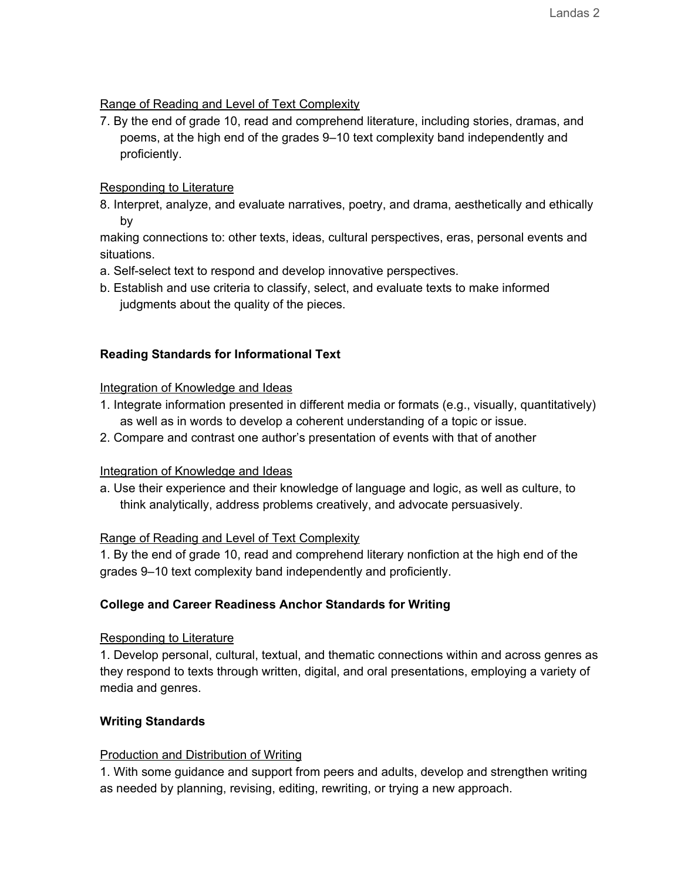Range of Reading and Level of Text Complexity

7. By the end of grade 10, read and comprehend literature, including stories, dramas, and poems, at the high end of the grades 9–10 text complexity band independently and proficiently.

Responding to Literature

8. Interpret, analyze, and evaluate narratives, poetry, and drama, aesthetically and ethically by

making connections to: other texts, ideas, cultural perspectives, eras, personal events and situations.

a. Self-select text to respond and develop innovative perspectives.

b. Establish and use criteria to classify, select, and evaluate texts to make informed judgments about the quality of the pieces.

**Reading Standards for Informational Text**

Integration of Knowledge and Ideas

1. Integrate information presented in different media or formats (e.g., visually, quantitatively) as well as in words to develop a coherent understanding of a topic or issue.
2. Compare and contrast one author's presentation of events with that of another

Integration of Knowledge and Ideas

a. Use their experience and their knowledge of language and logic, as well as culture, to think analytically, address problems creatively, and advocate persuasively.

Range of Reading and Level of Text Complexity

1. By the end of grade 10, read and comprehend literary nonfiction at the high end of the grades 9–10 text complexity band independently and proficiently.

**College and Career Readiness Anchor Standards for Writing**

Responding to Literature

1. Develop personal, cultural, textual, and thematic connections within and across genres as they respond to texts through written, digital, and oral presentations, employing a variety of media and genres.

**Writing Standards**

Production and Distribution of Writing

1. With some guidance and support from peers and adults, develop and strengthen writing as needed by planning, revising, editing, rewriting, or trying a new approach.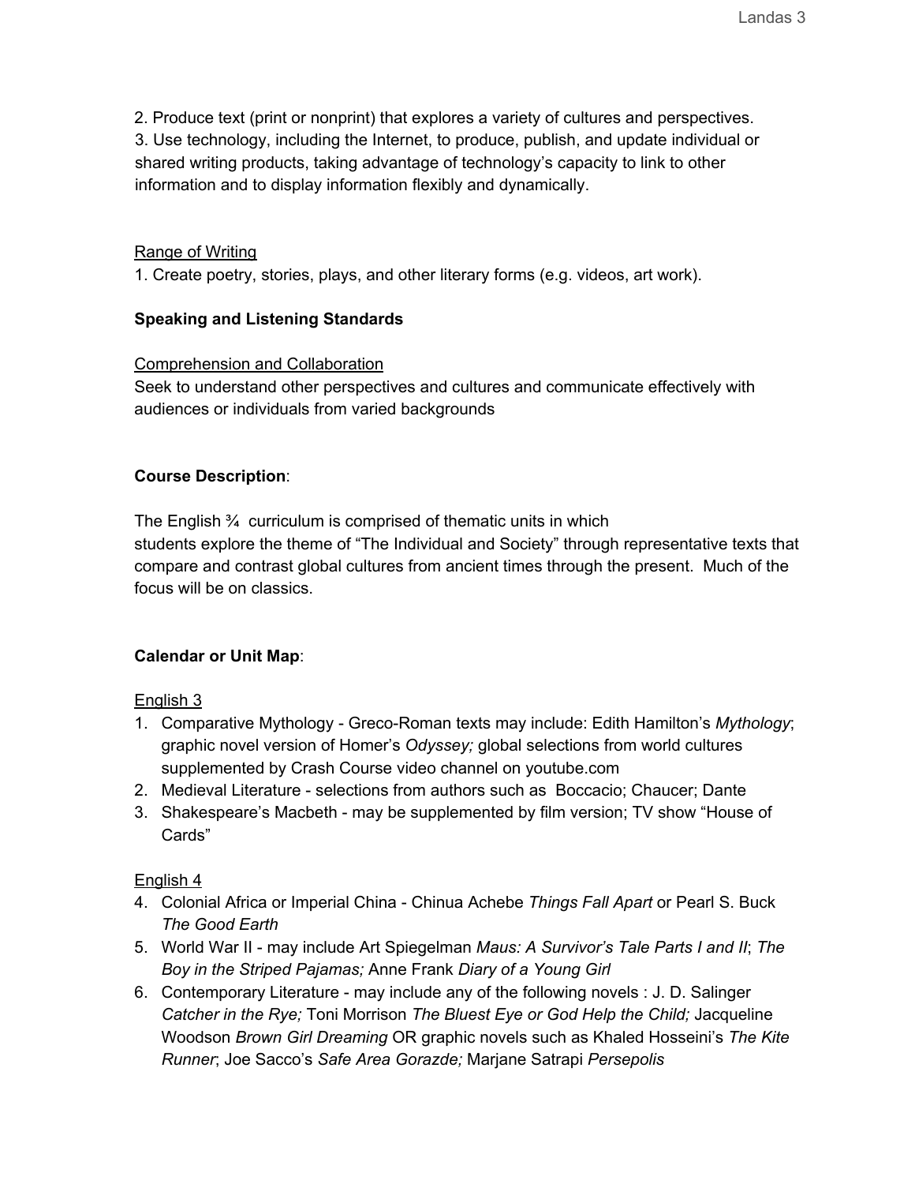2. Produce text (print or nonprint) that explores a variety of cultures and perspectives.
3. Use technology, including the Internet, to produce, publish, and update individual or shared writing products, taking advantage of technology's capacity to link to other information and to display information flexibly and dynamically.

Range of Writing

1. Create poetry, stories, plays, and other literary forms (e.g. videos, art work).

**Speaking and Listening Standards**

Comprehension and Collaboration

Seek to understand other perspectives and cultures and communicate effectively with audiences or individuals from varied backgrounds

**Course Description**:

The English ¾ curriculum is comprised of thematic units in which students explore the theme of "The Individual and Society" through representative texts that compare and contrast global cultures from ancient times through the present. Much of the focus will be on classics.

**Calendar or Unit Map**:

English 3

1. Comparative Mythology - Greco-Roman texts may include: Edith Hamilton's *Mythology*; graphic novel version of Homer's *Odyssey;* global selections from world cultures supplemented by Crash Course video channel on youtube.com
2. Medieval Literature - selections from authors such as Boccacio; Chaucer; Dante
3. Shakespeare's Macbeth - may be supplemented by film version; TV show "House of Cards"

English 4

4. Colonial Africa or Imperial China - Chinua Achebe *Things Fall Apart* or Pearl S. Buck *The Good Earth*
5. World War II - may include Art Spiegelman *Maus: A Survivor's Tale Parts I and II*; *The Boy in the Striped Pajamas;* Anne Frank *Diary of a Young Girl*
6. Contemporary Literature - may include any of the following novels : J. D. Salinger *Catcher in the Rye;* Toni Morrison *The Bluest Eye or God Help the Child;* Jacqueline Woodson *Brown Girl Dreaming* OR graphic novels such as Khaled Hosseini's *The Kite Runner*; Joe Sacco's *Safe Area Gorazde;* Marjane Satrapi *Persepolis*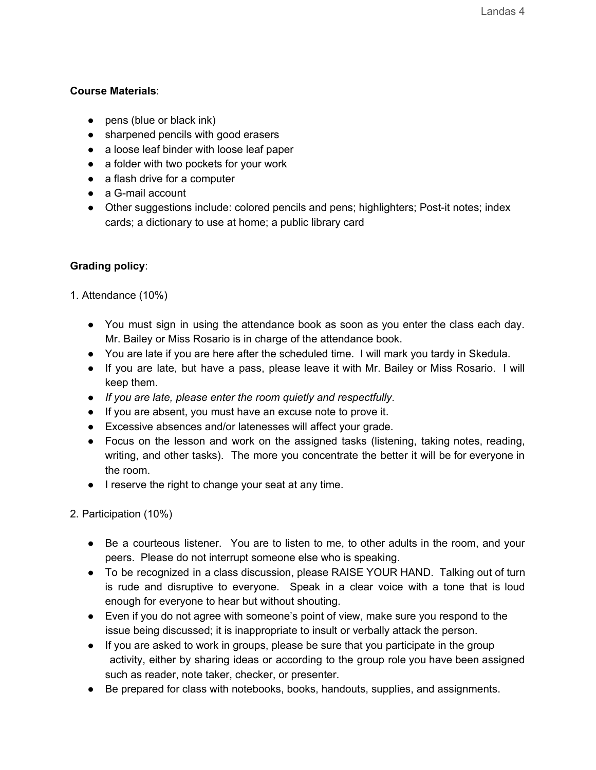**Course Materials**:

- pens (blue or black ink)
- sharpened pencils with good erasers
- a loose leaf binder with loose leaf paper
- a folder with two pockets for your work
- a flash drive for a computer
- a G-mail account
- Other suggestions include: colored pencils and pens; highlighters; Post-it notes; index cards; a dictionary to use at home; a public library card

**Grading policy**:

1. Attendance (10%)

- You must sign in using the attendance book as soon as you enter the class each day. Mr. Bailey or Miss Rosario is in charge of the attendance book.
- You are late if you are here after the scheduled time. I will mark you tardy in Skedula.
- If you are late, but have a pass, please leave it with Mr. Bailey or Miss Rosario. I will keep them.
- *If you are late, please enter the room quietly and respectfully*.
- If you are absent, you must have an excuse note to prove it.
- Excessive absences and/or latenesses will affect your grade.
- Focus on the lesson and work on the assigned tasks (listening, taking notes, reading, writing, and other tasks). The more you concentrate the better it will be for everyone in the room.
- I reserve the right to change your seat at any time.

2. Participation (10%)

- Be a courteous listener. You are to listen to me, to other adults in the room, and your peers. Please do not interrupt someone else who is speaking.
- To be recognized in a class discussion, please RAISE YOUR HAND. Talking out of turn is rude and disruptive to everyone. Speak in a clear voice with a tone that is loud enough for everyone to hear but without shouting.
- Even if you do not agree with someone's point of view, make sure you respond to the issue being discussed; it is inappropriate to insult or verbally attack the person.
- If you are asked to work in groups, please be sure that you participate in the group activity, either by sharing ideas or according to the group role you have been assigned such as reader, note taker, checker, or presenter.
- Be prepared for class with notebooks, books, handouts, supplies, and assignments.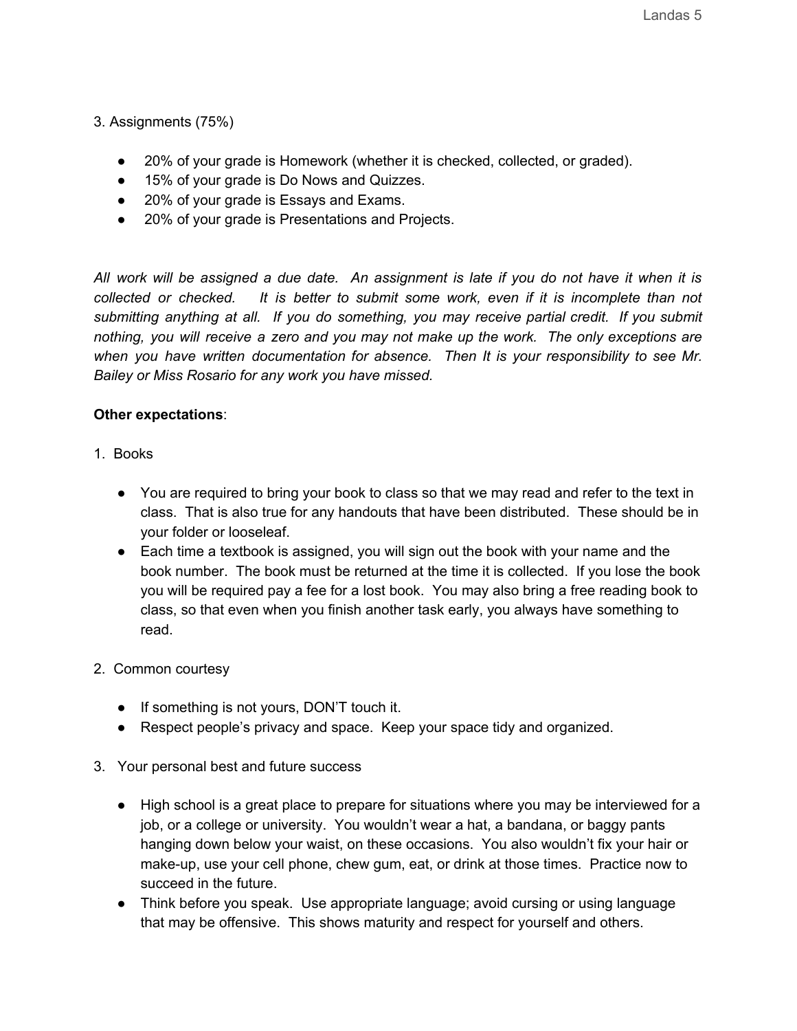3. Assignments (75%)

- 20% of your grade is Homework (whether it is checked, collected, or graded).
- 15% of your grade is Do Nows and Quizzes.
- 20% of your grade is Essays and Exams.
- 20% of your grade is Presentations and Projects.

*All work will be assigned a due date. An assignment is late if you do not have it when it is collected or checked. It is better to submit some work, even if it is incomplete than not submitting anything at all. If you do something, you may receive partial credit. If you submit nothing, you will receive a zero and you may not make up the work. The only exceptions are when you have written documentation for absence. Then It is your responsibility to see Mr. Bailey or Miss Rosario for any work you have missed.*

**Other expectations**:

1. Books

   - You are required to bring your book to class so that we may read and refer to the text in class. That is also true for any handouts that have been distributed. These should be in your folder or looseleaf.
   - Each time a textbook is assigned, you will sign out the book with your name and the book number. The book must be returned at the time it is collected. If you lose the book you will be required pay a fee for a lost book. You may also bring a free reading book to class, so that even when you finish another task early, you always have something to read.

2. Common courtesy

   - If something is not yours, DON'T touch it.
   - Respect people's privacy and space. Keep your space tidy and organized.

3. Your personal best and future success

   - High school is a great place to prepare for situations where you may be interviewed for a job, or a college or university. You wouldn't wear a hat, a bandana, or baggy pants hanging down below your waist, on these occasions. You also wouldn't fix your hair or make-up, use your cell phone, chew gum, eat, or drink at those times. Practice now to succeed in the future.
   - Think before you speak. Use appropriate language; avoid cursing or using language that may be offensive. This shows maturity and respect for yourself and others.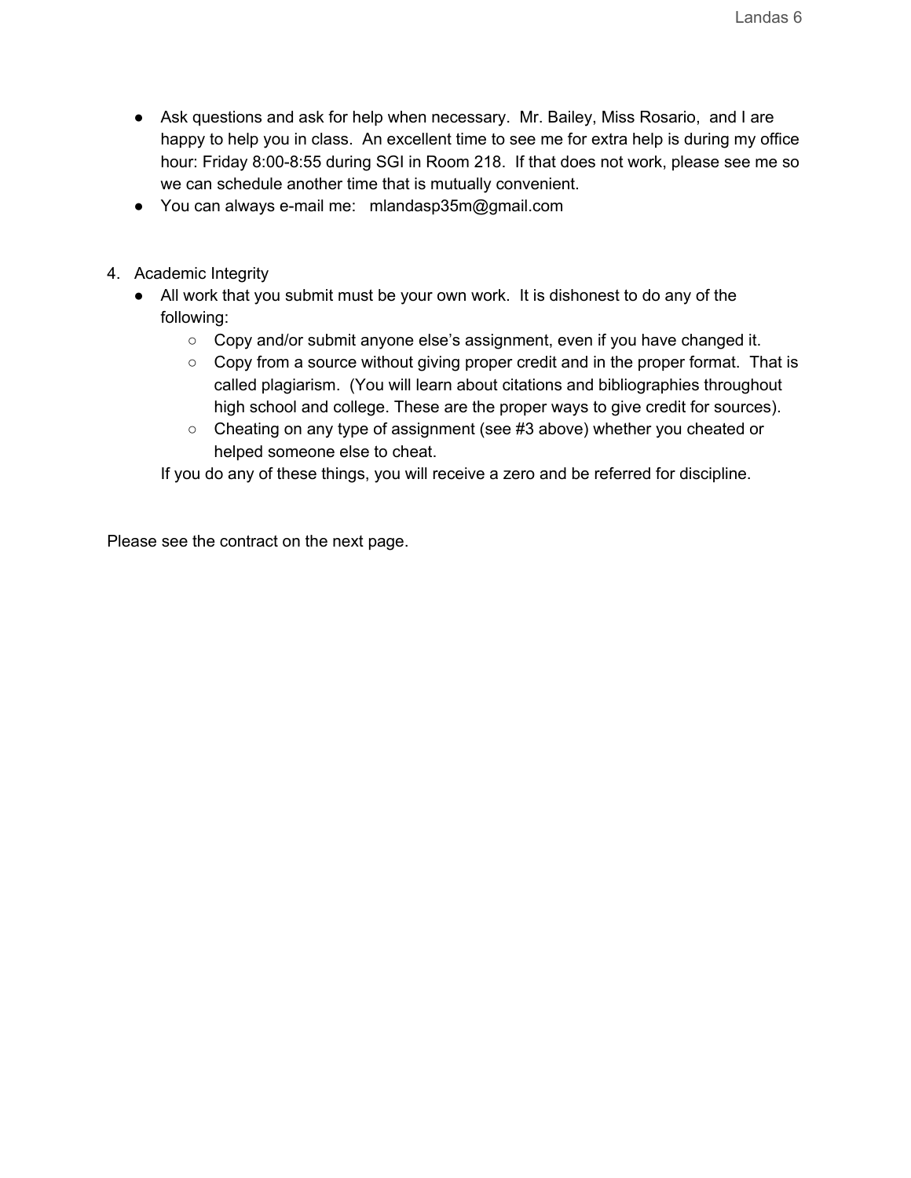- Ask questions and ask for help when necessary. Mr. Bailey, Miss Rosario, and I are happy to help you in class. An excellent time to see me for extra help is during my office hour: Friday 8:00-8:55 during SGI in Room 218. If that does not work, please see me so we can schedule another time that is mutually convenient.
- You can always e-mail me: mlandasp35m@gmail.com

4. Academic Integrity
   - All work that you submit must be your own work. It is dishonest to do any of the following:
     - Copy and/or submit anyone else's assignment, even if you have changed it.
     - Copy from a source without giving proper credit and in the proper format. That is called plagiarism. (You will learn about citations and bibliographies throughout high school and college. These are the proper ways to give credit for sources).
     - Cheating on any type of assignment (see #3 above) whether you cheated or helped someone else to cheat.

   If you do any of these things, you will receive a zero and be referred for discipline.

Please see the contract on the next page.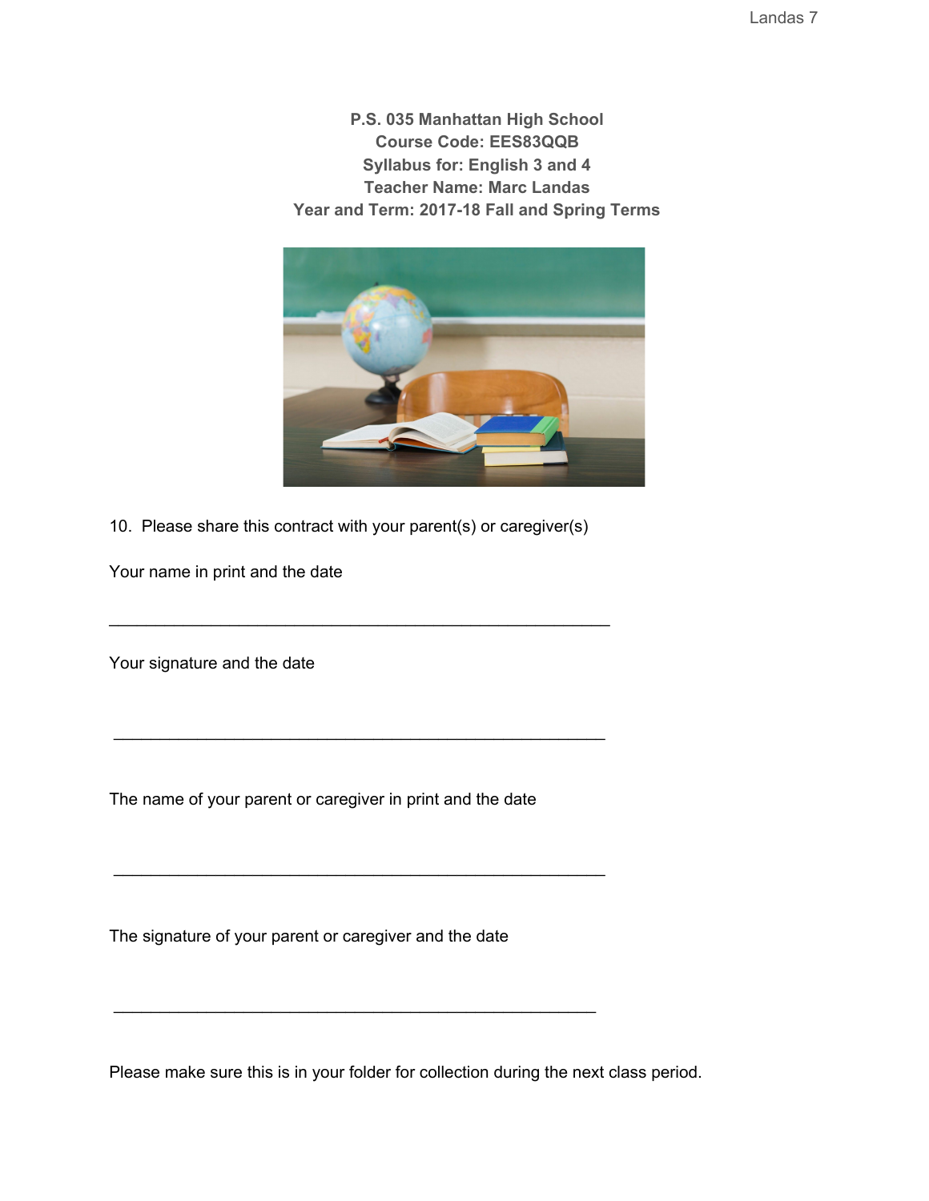**P.S. 035 Manhattan High School**
**Course Code: EES83QQB**
**Syllabus for: English 3 and 4**
**Teacher Name: Marc Landas**
**Year and Term: 2017-18 Fall and Spring Terms**

10. Please share this contract with your parent(s) or caregiver(s)

Your name in print and the date

______________________________________________________

Your signature and the date

______________________________________________________

The name of your parent or caregiver in print and the date

______________________________________________________

The signature of your parent or caregiver and the date

______________________________________________________

Please make sure this is in your folder for collection during the next class period.